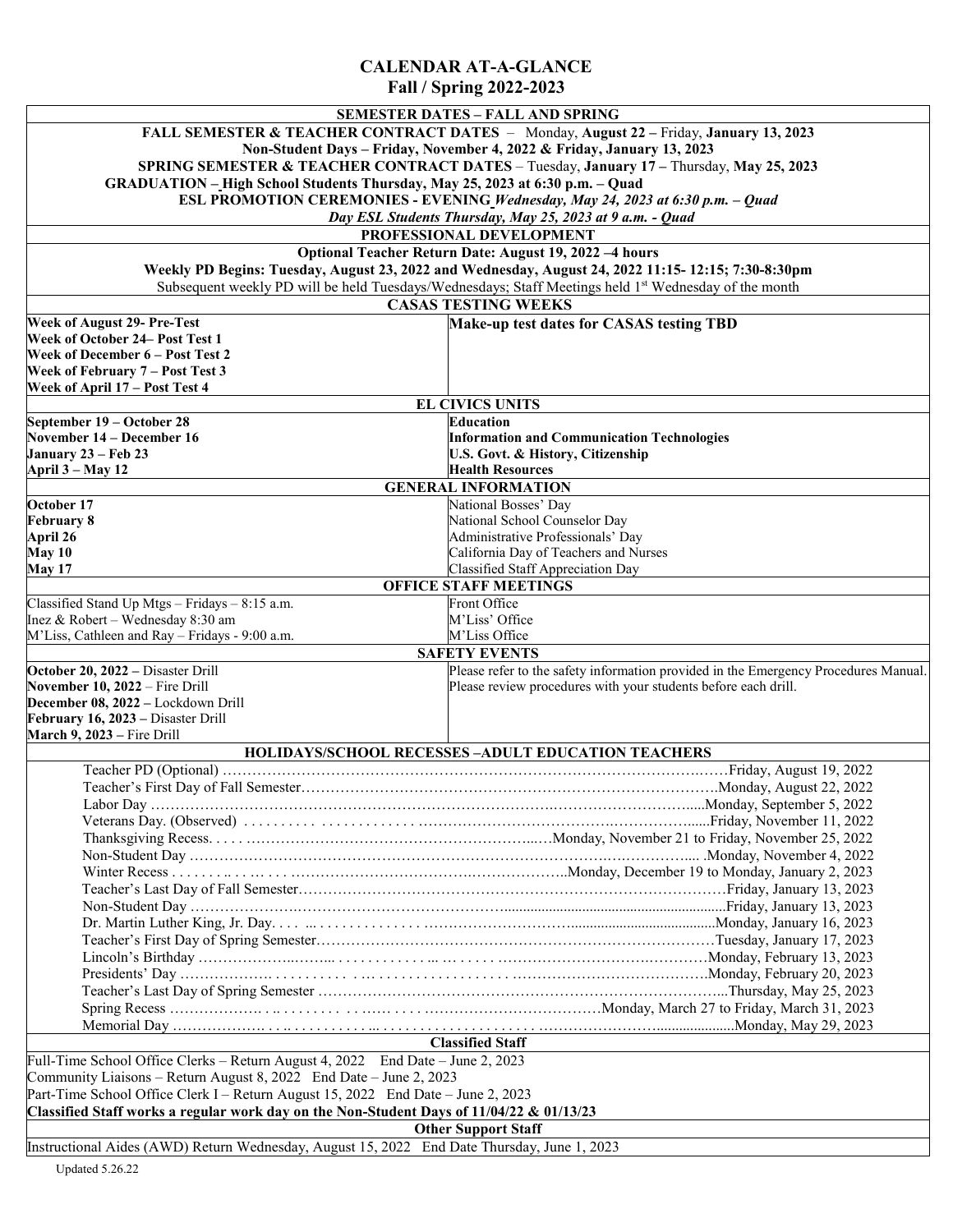# CALENDAR AT-A-GLANCE
## Fall / Spring 2022-2023

### SEMESTER DATES – FALL AND SPRING

**FALL SEMESTER & TEACHER CONTRACT DATES** – Monday, **August 22** – Friday, **January 13, 2023**

**Non-Student Days – Friday, November 4, 2022 & Friday, January 13, 2023**

**SPRING SEMESTER & TEACHER CONTRACT DATES** – Tuesday, **January 17** – Thursday, **May 25, 2023**

**GRADUATION – High School Students Thursday, May 25, 2023 at 6:30 p.m. – Quad**

**ESL PROMOTION CEREMONIES - EVENING** ***Wednesday, May 24, 2023 at 6:30 p.m. – Quad***

***Day ESL Students Thursday, May 25, 2023 at 9 a.m. - Quad***

### PROFESSIONAL DEVELOPMENT

**Optional Teacher Return Date: August 19, 2022 –4 hours**

**Weekly PD Begins: Tuesday, August 23, 2022 and Wednesday, August 24, 2022 11:15- 12:15; 7:30-8:30pm**

Subsequent weekly PD will be held Tuesdays/Wednesdays; Staff Meetings held 1st Wednesday of the month

### CASAS TESTING WEEKS

| | |
|---|---|
| **Week of August 29- Pre-Test** | **Make-up test dates for CASAS testing TBD** |
| **Week of October 24– Post Test 1** | |
| **Week of December 6 – Post Test 2** | |
| **Week of February 7 – Post Test 3** | |
| **Week of April 17 – Post Test 4** | |

### EL CIVICS UNITS

| | |
|---|---|
| **September 19 – October 28** | **Education** |
| **November 14 – December 16** | **Information and Communication Technologies** |
| **January 23 – Feb 23** | **U.S. Govt. & History, Citizenship** |
| **April 3 – May 12** | **Health Resources** |

### GENERAL INFORMATION

| | |
|---|---|
| **October 17** | National Bosses' Day |
| **February 8** | National School Counselor Day |
| **April 26** | Administrative Professionals' Day |
| **May 10** | California Day of Teachers and Nurses |
| **May 17** | Classified Staff Appreciation Day |

### OFFICE STAFF MEETINGS

| | |
|---|---|
| Classified Stand Up Mtgs – Fridays – 8:15 a.m. | Front Office |
| Inez & Robert – Wednesday 8:30 am | M'Liss' Office |
| M'Liss, Cathleen and Ray – Fridays - 9:00 a.m. | M'Liss Office |

### SAFETY EVENTS

| | |
|---|---|
| **October 20, 2022 –** Disaster Drill | Please refer to the safety information provided in the Emergency Procedures Manual. |
| **November 10, 2022** – Fire Drill | Please review procedures with your students before each drill. |
| **December 08, 2022 –** Lockdown Drill | |
| **February 16, 2023 –** Disaster Drill | |
| **March 9, 2023 –** Fire Drill | |

### HOLIDAYS/SCHOOL RECESSES –ADULT EDUCATION TEACHERS

| | |
|---|---|
| Teacher PD (Optional) | Friday, August 19, 2022 |
| Teacher's First Day of Fall Semester | Monday, August 22, 2022 |
| Labor Day | Monday, September 5, 2022 |
| Veterans Day. (Observed) | Friday, November 11, 2022 |
| Thanksgiving Recess. | Monday, November 21 to Friday, November 25, 2022 |
| Non-Student Day | Monday, November 4, 2022 |
| Winter Recess | Monday, December 19 to Monday, January 2, 2023 |
| Teacher's Last Day of Fall Semester | Friday, January 13, 2023 |
| Non-Student Day | Friday, January 13, 2023 |
| Dr. Martin Luther King, Jr. Day | Monday, January 16, 2023 |
| Teacher's First Day of Spring Semester | Tuesday, January 17, 2023 |
| Lincoln's Birthday | Monday, February 13, 2023 |
| Presidents' Day | Monday, February 20, 2023 |
| Teacher's Last Day of Spring Semester | Thursday, May 25, 2023 |
| Spring Recess | Monday, March 27 to Friday, March 31, 2023 |
| Memorial Day | Monday, May 29, 2023 |

### Classified Staff

Full-Time School Office Clerks – Return August 4, 2022 End Date – June 2, 2023

Community Liaisons – Return August 8, 2022 End Date – June 2, 2023

Part-Time School Office Clerk I – Return August 15, 2022 End Date – June 2, 2023

**Classified Staff works a regular work day on the Non-Student Days of 11/04/22 & 01/13/23**

### Other Support Staff

Instructional Aides (AWD) Return Wednesday, August 15, 2022 End Date Thursday, June 1, 2023

Updated 5.26.22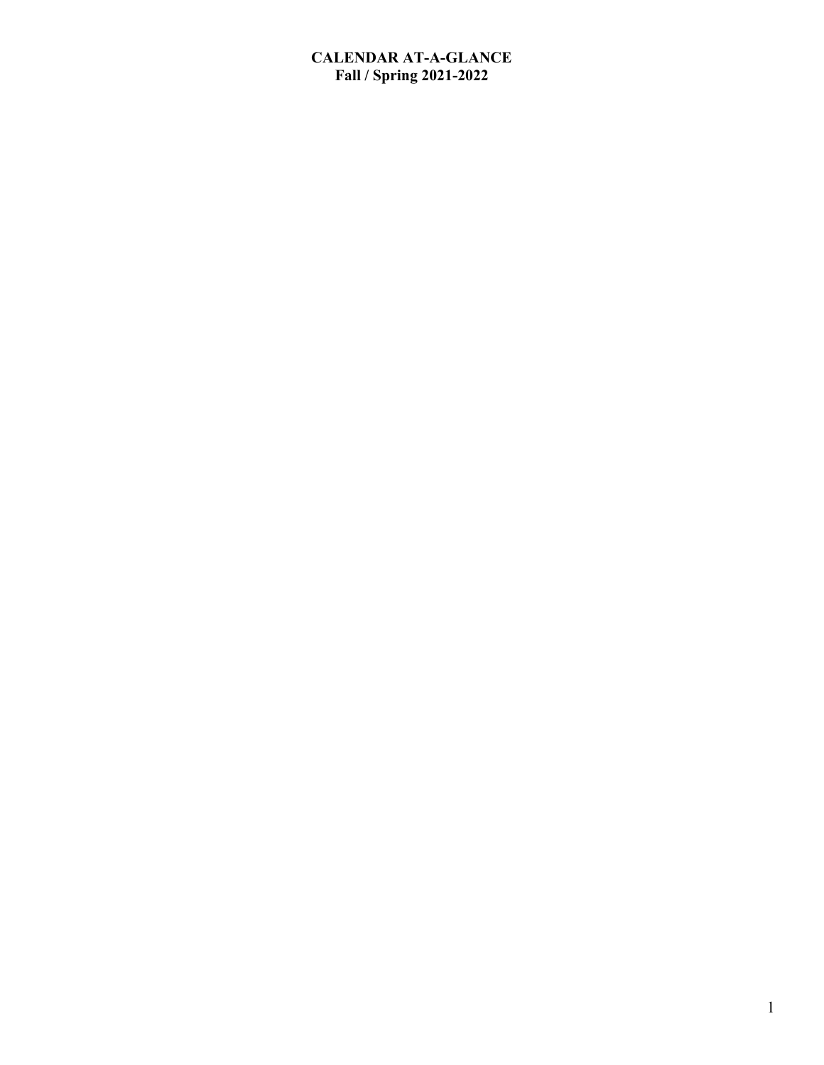# CALENDAR AT-A-GLANCE
## Fall / Spring 2021-2022